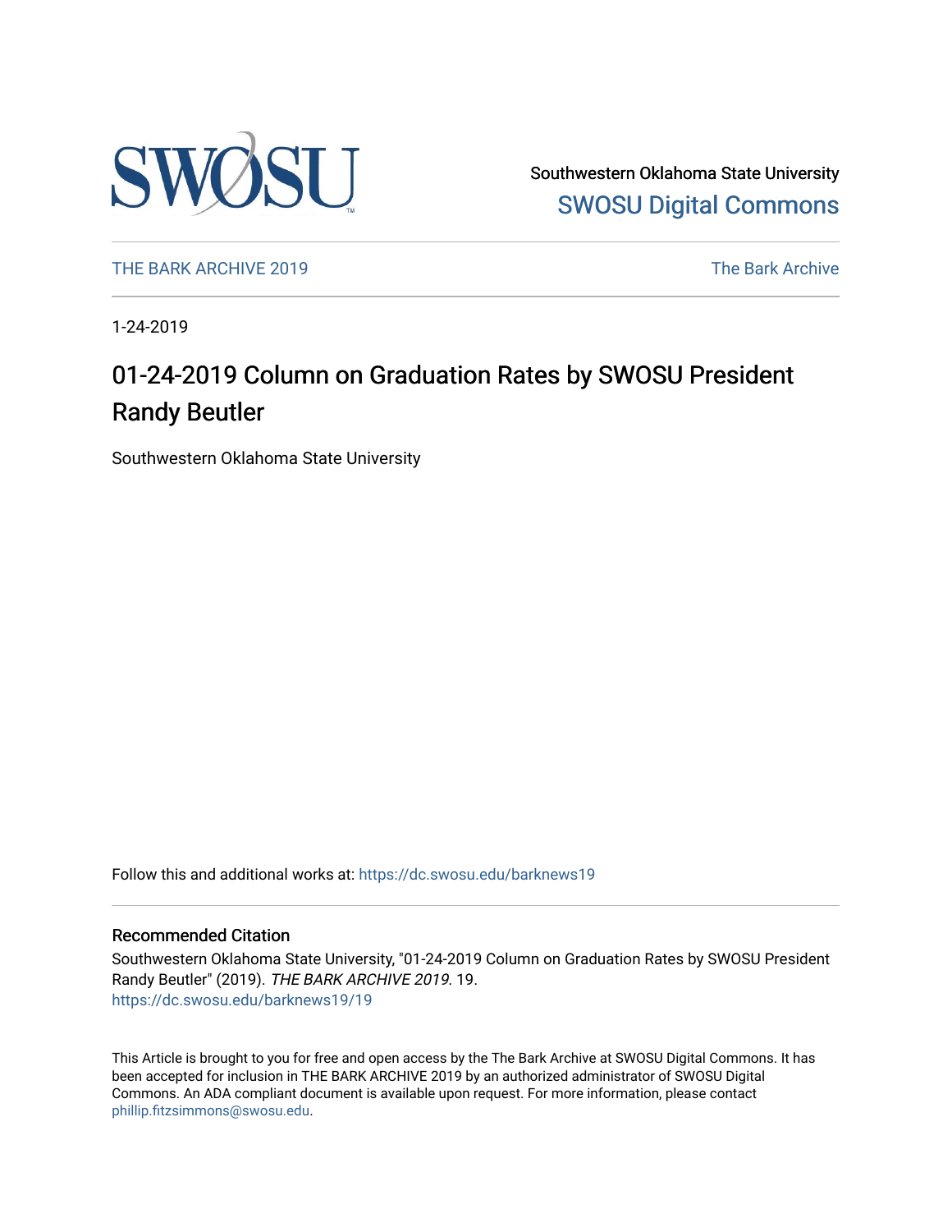Southwestern Oklahoma State University

SWOSU Digital Commons

THE BARK ARCHIVE 2019

The Bark Archive

1-24-2019

# 01-24-2019 Column on Graduation Rates by SWOSU President Randy Beutler

Southwestern Oklahoma State University

Follow this and additional works at: https://dc.swosu.edu/barknews19

## Recommended Citation

Southwestern Oklahoma State University, "01-24-2019 Column on Graduation Rates by SWOSU President Randy Beutler" (2019). *THE BARK ARCHIVE 2019*. 19.
https://dc.swosu.edu/barknews19/19

This Article is brought to you for free and open access by the The Bark Archive at SWOSU Digital Commons. It has been accepted for inclusion in THE BARK ARCHIVE 2019 by an authorized administrator of SWOSU Digital Commons. An ADA compliant document is available upon request. For more information, please contact phillip.fitzsimmons@swosu.edu.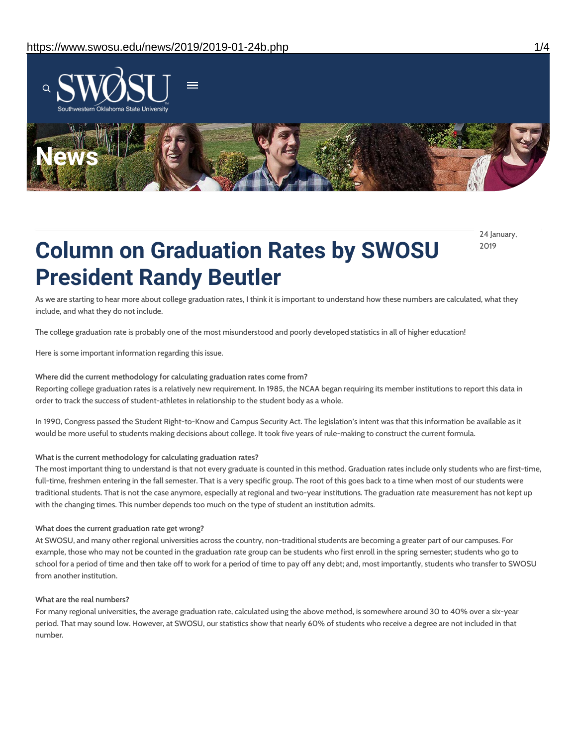# Column on Graduation Rates by SWOSU President Randy Beutler

24 January, 2019

As we are starting to hear more about college graduation rates, I think it is important to understand how these numbers are calculated, what they include, and what they do not include.

The college graduation rate is probably one of the most misunderstood and poorly developed statistics in all of higher education!

Here is some important information regarding this issue.

**Where did the current methodology for calculating graduation rates come from?**

Reporting college graduation rates is a relatively new requirement. In 1985, the NCAA began requiring its member institutions to report this data in order to track the success of student-athletes in relationship to the student body as a whole.

In 1990, Congress passed the Student Right-to-Know and Campus Security Act. The legislation's intent was that this information be available as it would be more useful to students making decisions about college. It took five years of rule-making to construct the current formula.

**What is the current methodology for calculating graduation rates?**

The most important thing to understand is that not every graduate is counted in this method. Graduation rates include only students who are first-time, full-time, freshmen entering in the fall semester. That is a very specific group. The root of this goes back to a time when most of our students were traditional students. That is not the case anymore, especially at regional and two-year institutions. The graduation rate measurement has not kept up with the changing times. This number depends too much on the type of student an institution admits.

**What does the current graduation rate get wrong?**

At SWOSU, and many other regional universities across the country, non-traditional students are becoming a greater part of our campuses. For example, those who may not be counted in the graduation rate group can be students who first enroll in the spring semester; students who go to school for a period of time and then take off to work for a period of time to pay off any debt; and, most importantly, students who transfer to SWOSU from another institution.

**What are the real numbers?**

For many regional universities, the average graduation rate, calculated using the above method, is somewhere around 30 to 40% over a six-year period. That may sound low. However, at SWOSU, our statistics show that nearly 60% of students who receive a degree are not included in that number.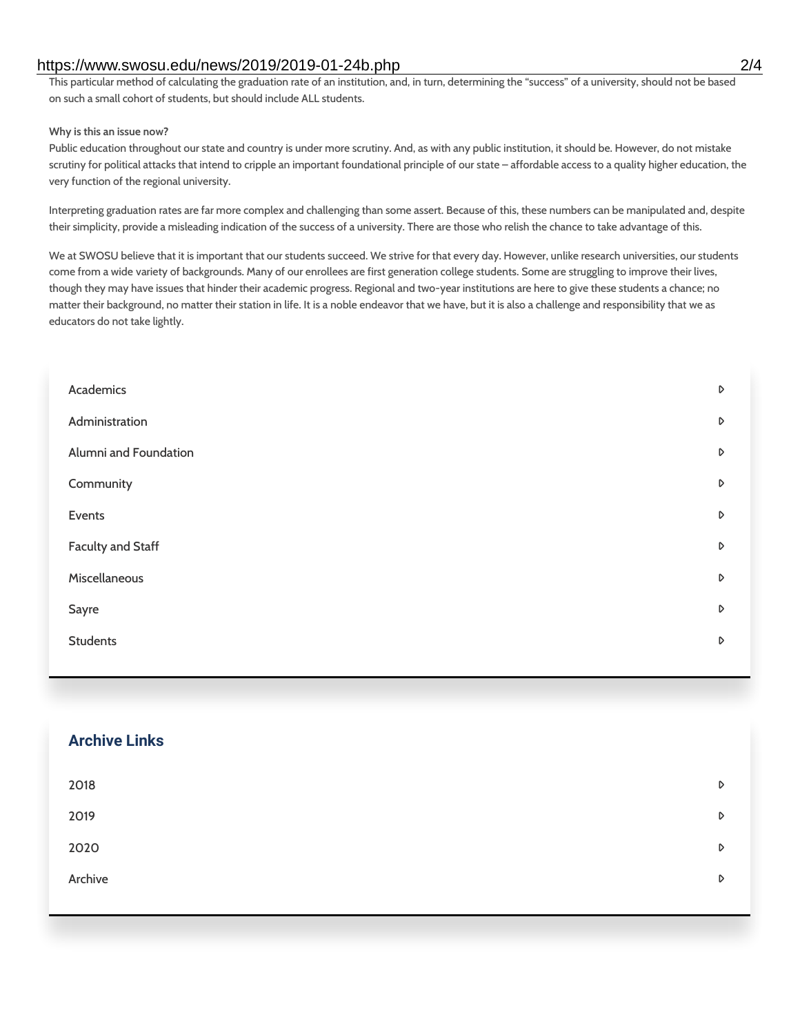This particular method of calculating the graduation rate of an institution, and, in turn, determining the "success" of a university, should not be based on such a small cohort of students, but should include ALL students.

**Why is this an issue now?**

Public education throughout our state and country is under more scrutiny. And, as with any public institution, it should be. However, do not mistake scrutiny for political attacks that intend to cripple an important foundational principle of our state – affordable access to a quality higher education, the very function of the regional university.

Interpreting graduation rates are far more complex and challenging than some assert. Because of this, these numbers can be manipulated and, despite their simplicity, provide a misleading indication of the success of a university. There are those who relish the chance to take advantage of this.

We at SWOSU believe that it is important that our students succeed. We strive for that every day. However, unlike research universities, our students come from a wide variety of backgrounds. Many of our enrollees are first generation college students. Some are struggling to improve their lives, though they may have issues that hinder their academic progress. Regional and two-year institutions are here to give these students a chance; no matter their background, no matter their station in life. It is a noble endeavor that we have, but it is also a challenge and responsibility that we as educators do not take lightly.

- Academics
- Administration
- Alumni and Foundation
- Community
- Events
- Faculty and Staff
- Miscellaneous
- Sayre
- Students

## Archive Links

- 2018
- 2019
- 2020
- Archive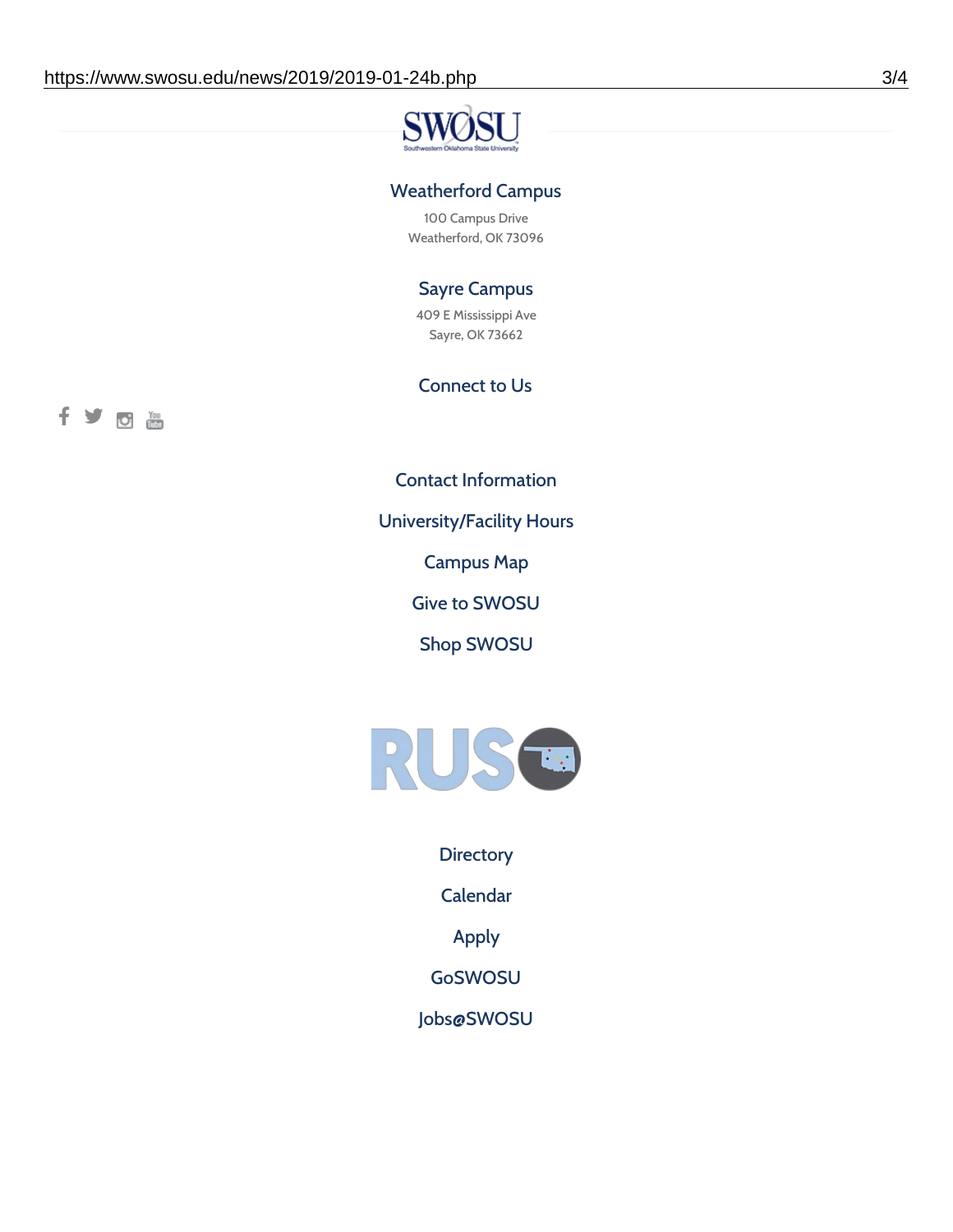### Weatherford Campus

100 Campus Drive
Weatherford, OK 73096

### Sayre Campus

409 E Mississippi Ave
Sayre, OK 73662

### Connect to Us

Contact Information

University/Facility Hours

Campus Map

Give to SWOSU

Shop SWOSU

Directory

Calendar

Apply

GoSWOSU

Jobs@SWOSU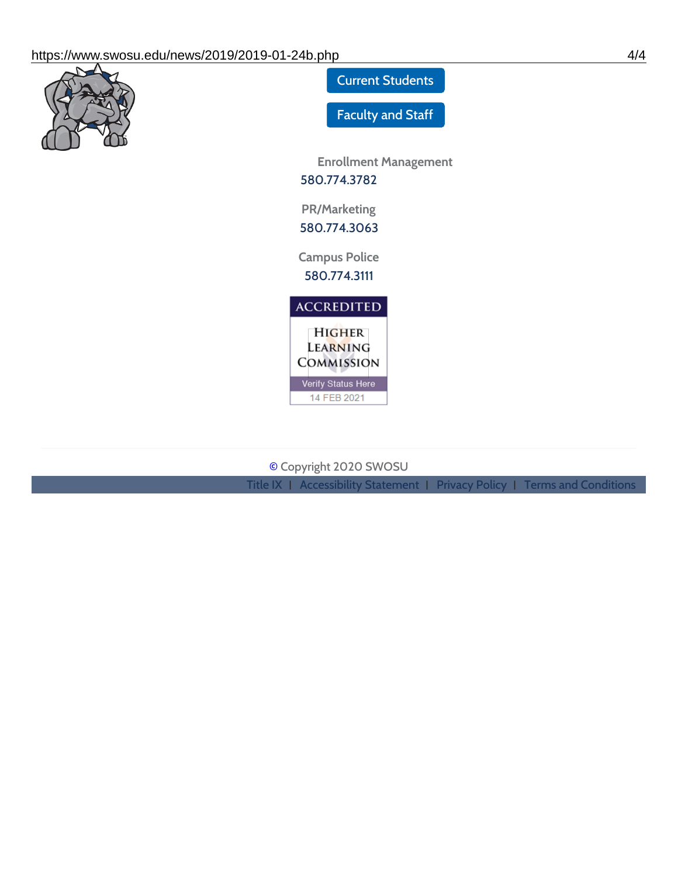Current Students

Faculty and Staff

Enrollment Management
580.774.3782

PR/Marketing
580.774.3063

Campus Police
580.774.3111

ACCREDITED
HIGHER LEARNING COMMISSION
Verify Status Here
14 FEB 2021

© Copyright 2020 SWOSU

Title IX | Accessibility Statement | Privacy Policy | Terms and Conditions